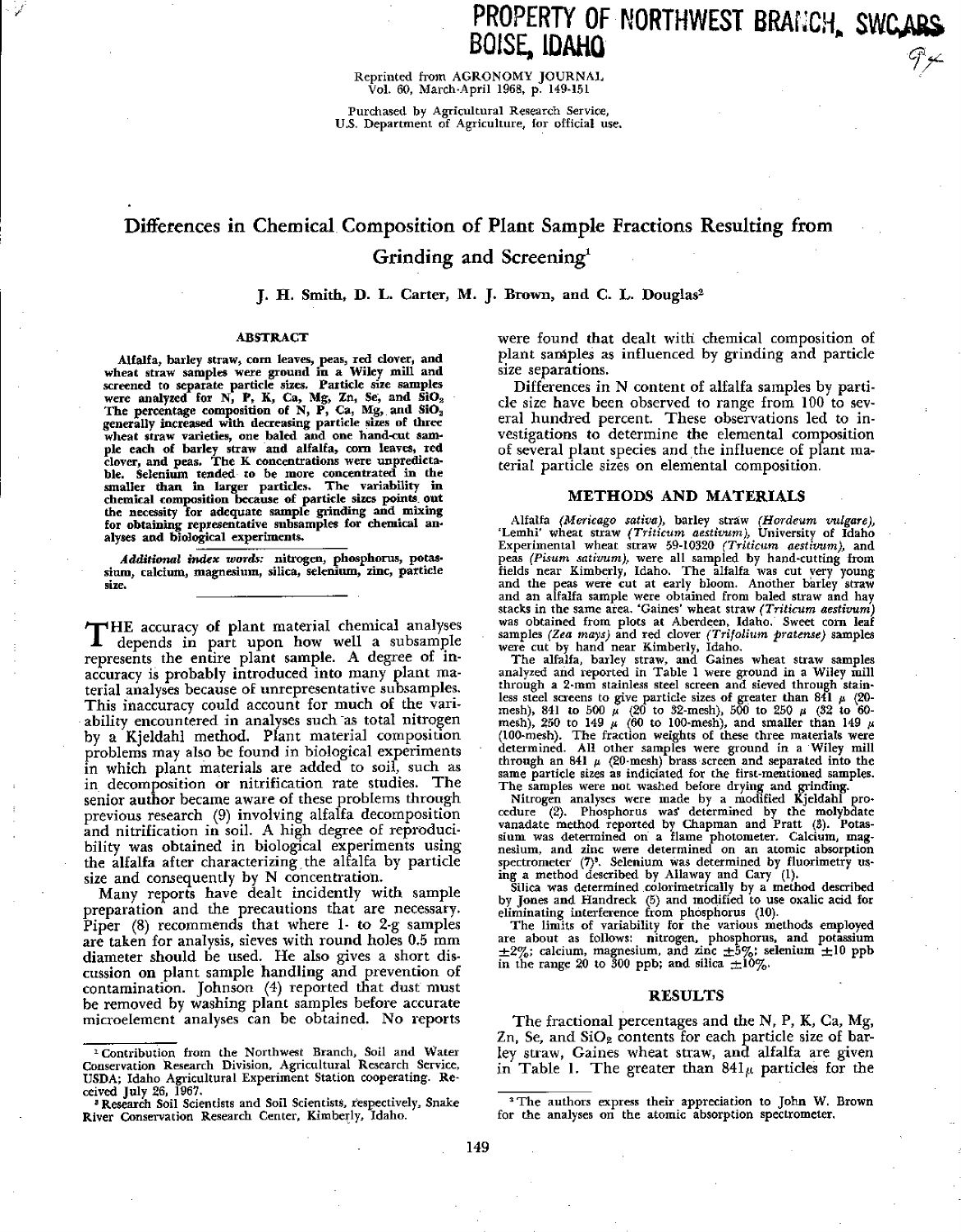PROPERTY OF NORTHWEST BRANCH, SWCARS BOISE, IDAHO

Reprinted from AGRONOMY JOURNAL Vol. 60, March-April 1968, p. 149-151

Purchased by Agricultural Research Service, U.S. Department of Agriculture, for official use.

# Differences in Chemical Composition of Plant Sample Fractions Resulting from Grinding and Screening[1]

J. H. Smith, D. L. Carter, M. J. Brown, and C. L. Douglas[2]

## ABSTRACT

Alfalfa, barley straw, corn leaves, peas, red clover, and wheat straw samples were ground in a Wiley mill and screened to separate particle sizes. Particle size samples were analyzed for N, P, K, Ca, Mg, Zn, Se, and $SiO_2$. The percentage composition of N, P, Ca, Mg, and $SiO_2$ generally increased with decreasing particle sizes of three wheat straw varieties, one baled and one hand-cut sample each of barley straw and alfalfa, corn leaves, red clover, and peas. The K concentrations were unpredictable. Selenium tended to be more concentrated in the smaller than in larger particles. The variability in chemical composition because of particle sizes points out the necessity for adequate sample grinding and mixing for obtaining representative subsamples for chemical analyses and biological experiments.

*Additional index words:* nitrogen, phosphorus, potassium, calcium, magnesium, silica, selenium, zinc, particle size.

THE accuracy of plant material chemical analyses depends in part upon how well a subsample represents the entire plant sample. A degree of inaccuracy is probably introduced into many plant material analyses because of unrepresentative subsamples. This inaccuracy could account for much of the variability encountered in analyses such as total nitrogen by a Kjeldahl method. Plant material composition problems may also be found in biological experiments in which plant materials are added to soil, such as in decomposition or nitrification rate studies. The senior author became aware of these problems through previous research (9) involving alfalfa decomposition and nitrification in soil. A high degree of reproducibility was obtained in biological experiments using the alfalfa after characterizing the alfalfa by particle size and consequently by N concentration.

Many reports have dealt incidently with sample preparation and the precautions that are necessary. Piper (8) recommends that where 1- to 2-g samples are taken for analysis, sieves with round holes 0.5 mm diameter should be used. He also gives a short discussion on plant sample handling and prevention of contamination. Johnson (4) reported that dust must be removed by washing plant samples before accurate microelement analyses can be obtained. No reports were found that dealt with chemical composition of plant samples as influenced by grinding and particle size separations.

Differences in N content of alfalfa samples by particle size have been observed to range from 100 to several hundred percent. These observations led to investigations to determine the elemental composition of several plant species and the influence of plant material particle sizes on elemental composition.

## METHODS AND MATERIALS

Alfalfa *(Mericago sativa)*, barley straw *(Hordeum vulgare)*, 'Lemhi' wheat straw *(Triticum aestivum)*, University of Idaho Experimental wheat straw 59-10320 *(Triticum aestivum)*, and peas *(Pisum sativum)*, were all sampled by hand-cutting from fields near Kimberly, Idaho. The alfalfa was cut very young and the peas were cut at early bloom. Another barley straw and an alfalfa sample were obtained from baled straw and hay stacks in the same area. 'Gaines' wheat straw *(Triticum aestivum)* was obtained from plots at Aberdeen, Idaho. Sweet corn leaf samples *(Zea mays)* and red clover *(Trifolium pratense)* samples were cut by hand near Kimberly, Idaho.

The alfalfa, barley straw, and Gaines wheat straw samples analyzed and reported in Table 1 were ground in a Wiley mill through a 2-mm stainless steel screen and sieved through stainless steel screens to give particle sizes of greater than 841 μ (20-mesh), 841 to 500 μ (20 to 32-mesh), 500 to 250 μ (32 to 60-mesh), 250 to 149 μ (60 to 100-mesh), and smaller than 149 μ (100-mesh). The fraction weights of these three materials were determined. All other samples were ground in a Wiley mill through an 841 μ (20-mesh) brass screen and separated into the same particle sizes as indicated for the first-mentioned samples. The samples were not washed before drying and grinding.

Nitrogen analyses were made by a modified Kjeldahl procedure (2). Phosphorus was determined by the molybdate vanadate method reported by Chapman and Pratt (3). Potassium was determined on a flame photometer. Calcium, magnesium, and zinc were determined on an atomic absorption spectrometer (7)[3]. Selenium was determined by fluorimetry using a method described by Allaway and Cary (1).

Silica was determined colorimetrically by a method described by Jones and Handreck (5) and modified to use oxalic acid for eliminating interference from phosphorus (10).

The limits of variability for the various methods employed are about as follows: nitrogen, phosphorus, and potassium ±2%; calcium, magnesium, and zinc ±5%; selenium ±10 ppb in the range 20 to 300 ppb; and silica ±10%.

## RESULTS

The fractional percentages and the N, P, K, Ca, Mg, Zn, Se, and $SiO_2$ contents for each particle size of barley straw, Gaines wheat straw, and alfalfa are given in Table 1. The greater than 841μ particles for the

---

[1] Contribution from the Northwest Branch, Soil and Water Conservation Research Division, Agricultural Research Service, USDA; Idaho Agricultural Experiment Station cooperating. Received July 26, 1967.

[2] Research Soil Scientists and Soil Scientists, respectively, Snake River Conservation Research Center, Kimberly, Idaho.

[3] The authors express their appreciation to John W. Brown for the analyses on the atomic absorption spectrometer.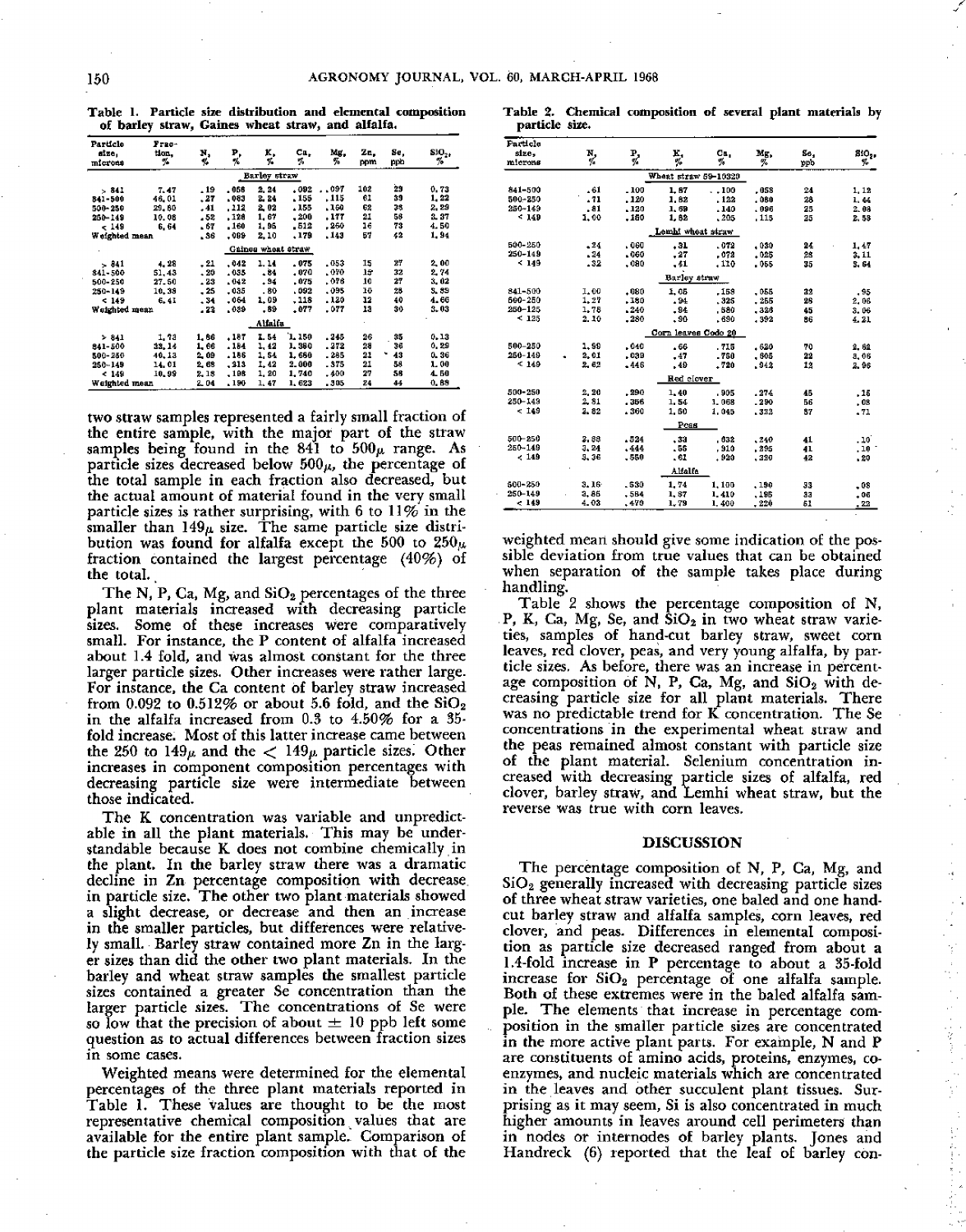Table 1. Particle size distribution and elemental composition of barley straw, Gaines wheat straw, and alfalfa.

| Particle size, microns | Fraction, % | N, % | P, % | K, % | Ca, % | Mg, % | Zn, ppm | Se, ppb | $SiO_2$, % |
|---|---|---|---|---|---|---|---|---|---|
| Barley straw | | | | | | | | | |
| > 841 | 7.47 | .19 | .066 | 2.24 | .092 | .097 | 102 | 29 | 0.73 |
| 841-500 | 46.01 | .27 | .083 | 2.24 | .155 | .115 | 61 | 39 | 1.22 |
| 500-250 | 29.80 | .41 | .112 | 2.02 | .155 | .150 | 62 | 38 | 2.29 |
| 250-149 | 10.08 | .52 | .128 | 1.67 | .206 | .177 | 21 | 58 | 3.37 |
| < 149 | 6.64 | .67 | .160 | 1.95 | .512 | .260 | 16 | 73 | 4.50 |
| Weighted mean | | .36 | .099 | 2.10 | .179 | .143 | 57 | 42 | 1.94 |
| Gaines wheat straw | | | | | | | | | |
| > 841 | 4.28 | .21 | .042 | 1.14 | .075 | .053 | 15 | 27 | 2.00 |
| 841-500 | 51.43 | .20 | .035 | .84 | .070 | .070 | 15 | 32 | 2.74 |
| 500-250 | 27.50 | .23 | .042 | .94 | .075 | .076 | 10 | 27 | 3.02 |
| 250-149 | 10.38 | .25 | .035 | .80 | .092 | .095 | 10 | 25 | 3.85 |
| < 149 | 6.41 | .34 | .064 | 1.09 | .118 | .120 | 12 | 40 | 4.66 |
| Weighted mean | | .22 | .039 | .89 | .077 | .077 | 13 | 30 | 3.03 |
| Alfalfa | | | | | | | | | |
| > 841 | 1.73 | 1.86 | .187 | 1.54 | 1.150 | .245 | 26 | 35 | 0.13 |
| 841-500 | 33.14 | 1.66 | .184 | 1.42 | 1.380 | .272 | 28 | 36 | 0.29 |
| 500-250 | 40.13 | 2.09 | .186 | 1.54 | 1.660 | .285 | 21 | 43 | 0.36 |
| 250-149 | 14.01 | 2.68 | .213 | 1.42 | 2.006 | .375 | 21 | 58 | 1.06 |
| < 149 | 10.99 | 2.18 | .198 | 1.20 | 1.740 | .400 | 27 | 58 | 4.50 |
| Weighted mean | | 2.04 | .190 | 1.47 | 1.623 | .305 | 24 | 44 | 0.89 |

two straw samples represented a fairly small fraction of the entire sample, with the major part of the straw samples being found in the 841 to 500$\mu$ range. As particle sizes decreased below 500$\mu$, the percentage of the total sample in each fraction also decreased, but the actual amount of material found in the very small particle sizes is rather surprising, with 6 to 11% in the smaller than 149$\mu$ size. The same particle size distribution was found for alfalfa except the 500 to 250$\mu$ fraction contained the largest percentage (40%) of the total.

The N, P, Ca, Mg, and $SiO_2$ percentages of the three plant materials increased with decreasing particle sizes. Some of these increases were comparatively small. For instance, the P content of alfalfa increased about 1.4 fold, and was almost constant for the three larger particle sizes. Other increases were rather large. For instance, the Ca content of barley straw increased from 0.092 to 0.512% or about 5.6 fold, and the $SiO_2$ in the alfalfa increased from 0.3 to 4.50% for a 35-fold increase. Most of this latter increase came between the 250 to 149$\mu$ and the < 149$\mu$ particle sizes. Other increases in component composition percentages with decreasing particle size were intermediate between those indicated.

The K concentration was variable and unpredictable in all the plant materials. This may be understandable because K does not combine chemically in the plant. In the barley straw there was a dramatic decline in Zn percentage composition with decrease in particle size. The other two plant materials showed a slight decrease, or decrease and then an increase in the smaller particles, but differences were relatively small. Barley straw contained more Zn in the larger sizes than did the other two plant materials. In the barley and wheat straw samples the smallest particle sizes contained a greater Se concentration than the larger particle sizes. The concentrations of Se were so low that the precision of about ± 10 ppb left some question as to actual differences between fraction sizes in some cases.

Weighted means were determined for the elemental percentages of the three plant materials reported in Table 1. These values are thought to be the most representative chemical composition values that are available for the entire plant sample. Comparison of the particle size fraction composition with that of the weighted mean should give some indication of the possible deviation from true values that can be obtained when separation of the sample takes place during handling.

Table 2. Chemical composition of several plant materials by particle size.

| Particle size, microns | N, % | P, % | K, % | Ca, % | Mg, % | Se, ppb | $SiO_2$, % |
|---|---|---|---|---|---|---|---|
| Wheat straw 59-10320 | | | | | | | |
| 841-500 | .61 | .100 | 1.87 | .100 | .058 | 24 | 1.12 |
| 500-250 | .71 | .120 | 1.82 | .122 | .080 | 28 | 1.44 |
| 250-149 | .81 | .120 | 1.69 | .140 | .096 | 25 | 2.08 |
| < 149 | 1.00 | .160 | 1.82 | .205 | .115 | 25 | 2.58 |
| Lemhi wheat straw | | | | | | | |
| 500-250 | .24 | .060 | .31 | .072 | .030 | 24 | 1.47 |
| 250-149 | .24 | .060 | .27 | .072 | .025 | 28 | 3.11 |
| < 149 | .32 | .080 | .41 | .110 | .065 | 35 | 5.64 |
| Barley straw | | | | | | | |
| 841-500 | 1.00 | .080 | 1.05 | .158 | .055 | 32 | .95 |
| 500-250 | 1.27 | .180 | .94 | .325 | .255 | 28 | 2.06 |
| 250-125 | 1.78 | .240 | .84 | .580 | .326 | 45 | 3.06 |
| < 125 | 2.10 | .280 | .90 | .690 | .392 | 86 | 4.21 |
| Corn leaves Codo 20 | | | | | | | |
| 500-250 | 1.99 | .040 | .66 | .715 | .620 | 70 | 2.62 |
| 250-149 | 2.01 | .039 | .47 | .750 | .805 | 22 | 3.06 |
| < 149 | 2.62 | .446 | .49 | .720 | .942 | 12 | 2.96 |
| Red clover | | | | | | | |
| 500-250 | 2.20 | .290 | 1.40 | .905 | .274 | 45 | .15 |
| 250-149 | 2.51 | .366 | 1.54 | 1.068 | .290 | 56 | .08 |
| < 149 | 2.82 | .360 | 1.50 | 1.045 | .322 | 87 | .71 |
| Peas | | | | | | | |
| 500-250 | 2.88 | .524 | .33 | .632 | .240 | 41 | .10 |
| 250-149 | 3.24 | .444 | .56 | .910 | .295 | 41 | .10 |
| < 149 | 3.36 | .550 | .61 | .920 | .320 | 42 | .20 |
| Alfalfa | | | | | | | |
| 500-250 | 3.16 | .530 | 1.74 | 1.100 | .190 | 33 | .08 |
| 250-149 | 3.85 | .584 | 1.87 | 1.410 | .195 | 33 | .06 |
| < 149 | 4.03 | .470 | 1.79 | 1.400 | .220 | 51 | .22 |

Table 2 shows the percentage composition of N, P, K, Ca, Mg, Se, and $SiO_2$ in two wheat straw varieties, samples of hand-cut barley straw, sweet corn leaves, red clover, peas, and very young alfalfa, by particle sizes. As before, there was an increase in percentage composition of N, P, Ca, Mg, and $SiO_2$ with decreasing particle size for all plant materials. There was no predictable trend for K concentration. The Se concentrations in the experimental wheat straw and the peas remained almost constant with particle size of the plant material. Selenium concentration increased with decreasing particle sizes of alfalfa, red clover, barley straw, and Lemhi wheat straw, but the reverse was true with corn leaves.

## DISCUSSION

The percentage composition of N, P, Ca, Mg, and $SiO_2$ generally increased with decreasing particle sizes of three wheat straw varieties, one baled and one hand-cut barley straw and alfalfa samples, corn leaves, red clover, and peas. Differences in elemental composition as particle size decreased ranged from about a 1.4-fold increase in P percentage to about a 35-fold increase for $SiO_2$ percentage of one alfalfa sample. Both of these extremes were in the baled alfalfa sample. The elements that increase in percentage composition in the smaller particle sizes are concentrated in the more active plant parts. For example, N and P are constituents of amino acids, proteins, enzymes, coenzymes, and nucleic materials which are concentrated in the leaves and other succulent plant tissues. Surprising as it may seem, Si is also concentrated in much higher amounts in leaves around cell perimeters than in nodes or internodes of barley plants. Jones and Handreck (6) reported that the leaf of barley con-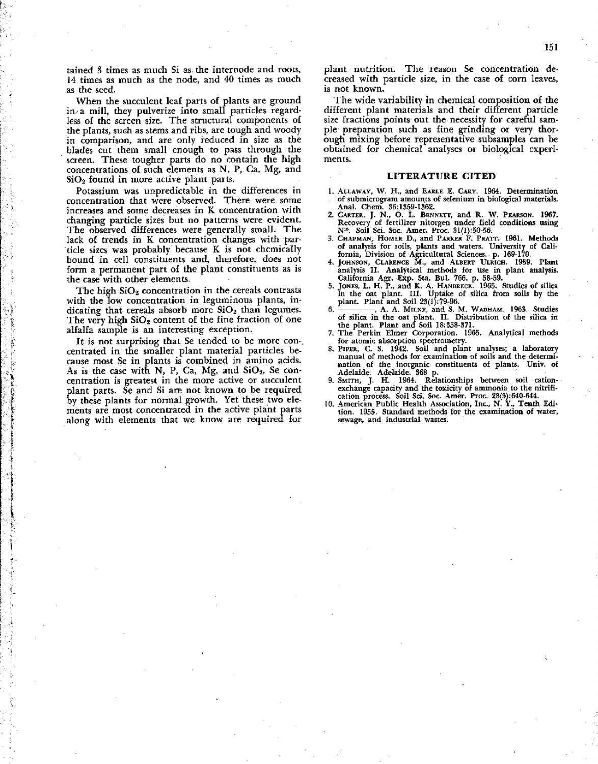tained 3 times as much Si as the internode and roots, 14 times as much as the node, and 40 times as much as the seed.

When the succulent leaf parts of plants are ground in a mill, they pulverize into small particles regardless of the screen size. The structural components of the plants, such as stems and ribs, are tough and woody in comparison, and are only reduced in size as the blades cut them small enough to pass through the screen. These tougher parts do no contain the high concentrations of such elements as N, P, Ca, Mg, and $SiO_2$ found in more active plant parts.

Potassium was unpredictable in the differences in concentration that were observed. There were some increases and some decreases in K concentration with changing particle sizes but no patterns were evident. The observed differences were generally small. The lack of trends in K concentration changes with particle sizes was probably because K is not chemically bound in cell constituents and, therefore, does not form a permanent part of the plant constituents as is the case with other elements.

The high $SiO_2$ concentration in the cereals contrasts with the low concentration in leguminous plants, indicating that cereals absorb more $SiO_2$ than legumes. The very high $SiO_2$ content of the fine fraction of one alfalfa sample is an interesting exception.

It is not surprising that Se tended to be more concentrated in the smaller plant material particles because most Se in plants is combined in amino acids. As is the case with N, P, Ca, Mg, and $SiO_2$, Se concentration is greatest in the more active or succulent plant parts. Se and Si are not known to be required by these plants for normal growth. Yet these two elements are most concentrated in the active plant parts along with elements that we know are required for plant nutrition. The reason Se concentration decreased with particle size, in the case of corn leaves, is not known.

The wide variability in chemical composition of the different plant materials and their different particle size fractions points out the necessity for careful sample preparation such as fine grinding or very thorough mixing before representative subsamples can be obtained for chemical analyses or biological experiments.

## LITERATURE CITED

1. Allaway, W. H., and Earle E. Cary. 1964. Determination of submicrogram amounts of selenium in biological materials. Anal. Chem. 36:1359-1362.
2. Carter, J. N., O. L. Bennett, and R. W. Pearson. 1967. Recovery of fertilizer nitorgen under field conditions using $N^{15}$. Soil Sci. Soc. Amer. Proc. 31(1):50-56.
3. Chapman, Homer D., and Parker F. Pratt. 1961. Methods of analysis for soils, plants and waters. University of California, Division of Agricultural Sciences. p. 169-170.
4. Johnson, Clarence M., and Albert Ulrich. 1959. Plant analysis II. Analytical methods for use in plant analysis. California Agr. Exp. Sta. Bul. 766. p. 58-59.
5. Jones, L. H. P., and K. A. Handreck. 1965. Studies of silica in the oat plant. III. Uptake of silica from soils by the plant. Plant and Soil 23(1):79-96.
6. ———, A. A. Milne, and S. M. Wadham. 1963. Studies of silica in the oat plant. II. Distribution of the silica in the plant. Plant and Soil 18:358-371.
7. The Perkin Elmer Corporation. 1965. Analytical methods for atomic absorption spectrometry.
8. Piper, C. S. 1942. Soil and plant analyses; a laboratory manual of methods for examination of soils and the determination of the inorganic constituents of plants. Univ. of Adelaide. Adelaide. 368 p.
9. Smith, J. H. 1964. Relationships between soil cation-exchange capacity and the toxicity of ammonia to the nitrification process. Soil Sci. Soc. Amer. Proc. 28(5):640-644.
10. American Public Health Association, Inc., N. Y., Tenth Edition. 1955. Standard methods for the examination of water, sewage, and industrial wastes.